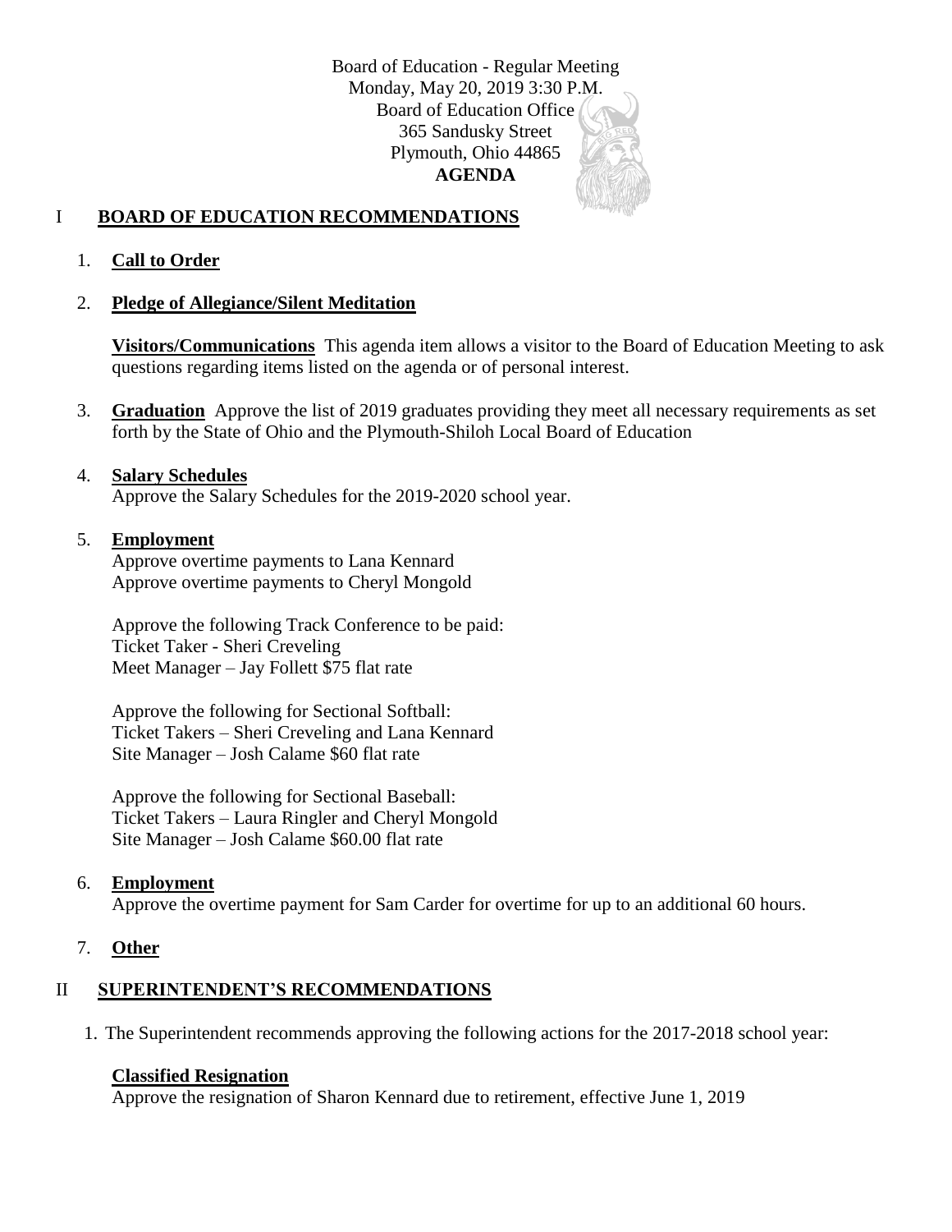Board of Education - Regular Meeting
Monday, May 20, 2019 3:30 P.M.
Board of Education Office
365 Sandusky Street
Plymouth, Ohio 44865
**AGENDA**

# I **BOARD OF EDUCATION RECOMMENDATIONS**

1. **Call to Order**

2. **Pledge of Allegiance/Silent Meditation**

   **Visitors/Communications** This agenda item allows a visitor to the Board of Education Meeting to ask questions regarding items listed on the agenda or of personal interest.

3. **Graduation** Approve the list of 2019 graduates providing they meet all necessary requirements as set forth by the State of Ohio and the Plymouth-Shiloh Local Board of Education

4. **Salary Schedules**
   Approve the Salary Schedules for the 2019-2020 school year.

5. **Employment**
   Approve overtime payments to Lana Kennard
   Approve overtime payments to Cheryl Mongold

   Approve the following Track Conference to be paid:
   Ticket Taker - Sheri Creveling
   Meet Manager – Jay Follett $75 flat rate

   Approve the following for Sectional Softball:
   Ticket Takers – Sheri Creveling and Lana Kennard
   Site Manager – Josh Calame $60 flat rate

   Approve the following for Sectional Baseball:
   Ticket Takers – Laura Ringler and Cheryl Mongold
   Site Manager – Josh Calame $60.00 flat rate

6. **Employment**
   Approve the overtime payment for Sam Carder for overtime for up to an additional 60 hours.

7. **Other**

# II **SUPERINTENDENT'S RECOMMENDATIONS**

1. The Superintendent recommends approving the following actions for the 2017-2018 school year:

   **Classified Resignation**
   Approve the resignation of Sharon Kennard due to retirement, effective June 1, 2019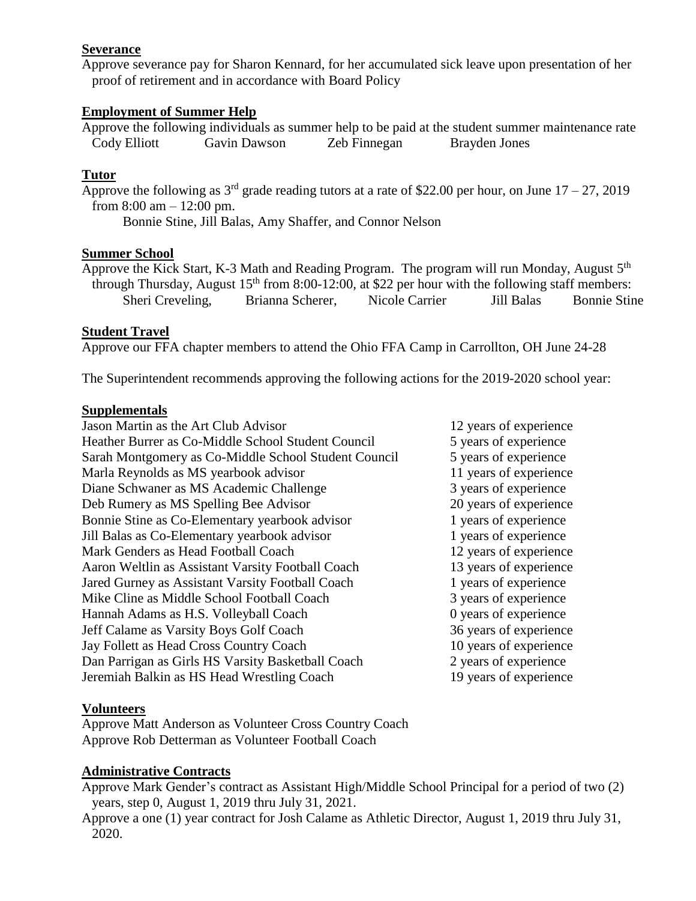**Severance**

Approve severance pay for Sharon Kennard, for her accumulated sick leave upon presentation of her proof of retirement and in accordance with Board Policy

**Employment of Summer Help**

Approve the following individuals as summer help to be paid at the student summer maintenance rate

Cody Elliott  Gavin Dawson  Zeb Finnegan  Brayden Jones

**Tutor**

Approve the following as 3rd grade reading tutors at a rate of $22.00 per hour, on June 17 – 27, 2019 from 8:00 am – 12:00 pm.

Bonnie Stine, Jill Balas, Amy Shaffer, and Connor Nelson

**Summer School**

Approve the Kick Start, K-3 Math and Reading Program. The program will run Monday, August 5th through Thursday, August 15th from 8:00-12:00, at $22 per hour with the following staff members:

Sheri Creveling,  Brianna Scherer,  Nicole Carrier  Jill Balas  Bonnie Stine

**Student Travel**

Approve our FFA chapter members to attend the Ohio FFA Camp in Carrollton, OH June 24-28

The Superintendent recommends approving the following actions for the 2019-2020 school year:

**Supplementals**

| | |
|---|---|
| Jason Martin as the Art Club Advisor | 12 years of experience |
| Heather Burrer as Co-Middle School Student Council | 5 years of experience |
| Sarah Montgomery as Co-Middle School Student Council | 5 years of experience |
| Marla Reynolds as MS yearbook advisor | 11 years of experience |
| Diane Schwaner as MS Academic Challenge | 3 years of experience |
| Deb Rumery as MS Spelling Bee Advisor | 20 years of experience |
| Bonnie Stine as Co-Elementary yearbook advisor | 1 years of experience |
| Jill Balas as Co-Elementary yearbook advisor | 1 years of experience |
| Mark Genders as Head Football Coach | 12 years of experience |
| Aaron Weltlin as Assistant Varsity Football Coach | 13 years of experience |
| Jared Gurney as Assistant Varsity Football Coach | 1 years of experience |
| Mike Cline as Middle School Football Coach | 3 years of experience |
| Hannah Adams as H.S. Volleyball Coach | 0 years of experience |
| Jeff Calame as Varsity Boys Golf Coach | 36 years of experience |
| Jay Follett as Head Cross Country Coach | 10 years of experience |
| Dan Parrigan as Girls HS Varsity Basketball Coach | 2 years of experience |
| Jeremiah Balkin as HS Head Wrestling Coach | 19 years of experience |

**Volunteers**

Approve Matt Anderson as Volunteer Cross Country Coach
Approve Rob Detterman as Volunteer Football Coach

**Administrative Contracts**

Approve Mark Gender's contract as Assistant High/Middle School Principal for a period of two (2) years, step 0, August 1, 2019 thru July 31, 2021.

Approve a one (1) year contract for Josh Calame as Athletic Director, August 1, 2019 thru July 31, 2020.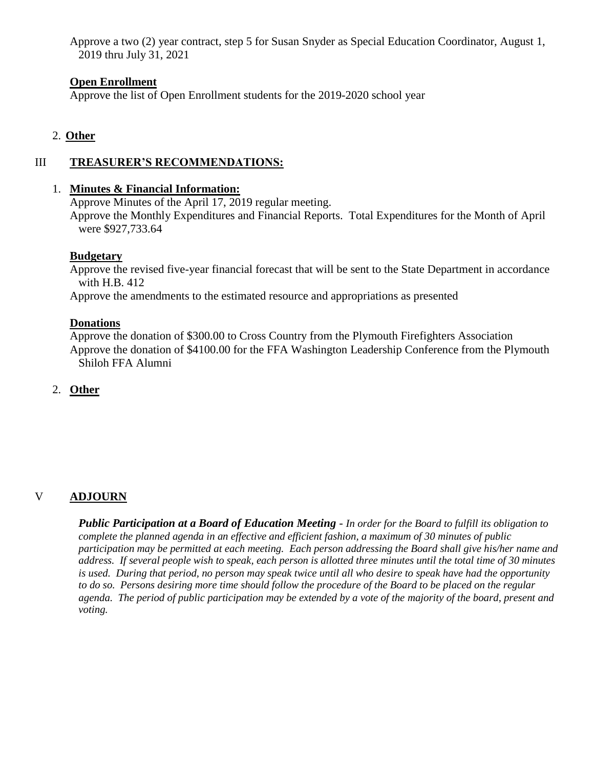Approve a two (2) year contract, step 5 for Susan Snyder as Special Education Coordinator, August 1, 2019 thru July 31, 2021

**Open Enrollment**

Approve the list of Open Enrollment students for the 2019-2020 school year

2. **Other**

## III **TREASURER'S RECOMMENDATIONS:**

1. **Minutes & Financial Information:**

Approve Minutes of the April 17, 2019 regular meeting.

Approve the Monthly Expenditures and Financial Reports. Total Expenditures for the Month of April were $927,733.64

**Budgetary**

Approve the revised five-year financial forecast that will be sent to the State Department in accordance with H.B. 412

Approve the amendments to the estimated resource and appropriations as presented

**Donations**

Approve the donation of $300.00 to Cross Country from the Plymouth Firefighters Association

Approve the donation of $4100.00 for the FFA Washington Leadership Conference from the Plymouth Shiloh FFA Alumni

2. **Other**

## V **ADJOURN**

***Public Participation at a Board of Education Meeting*** *- In order for the Board to fulfill its obligation to complete the planned agenda in an effective and efficient fashion, a maximum of 30 minutes of public participation may be permitted at each meeting. Each person addressing the Board shall give his/her name and address. If several people wish to speak, each person is allotted three minutes until the total time of 30 minutes is used. During that period, no person may speak twice until all who desire to speak have had the opportunity to do so. Persons desiring more time should follow the procedure of the Board to be placed on the regular agenda. The period of public participation may be extended by a vote of the majority of the board, present and voting.*